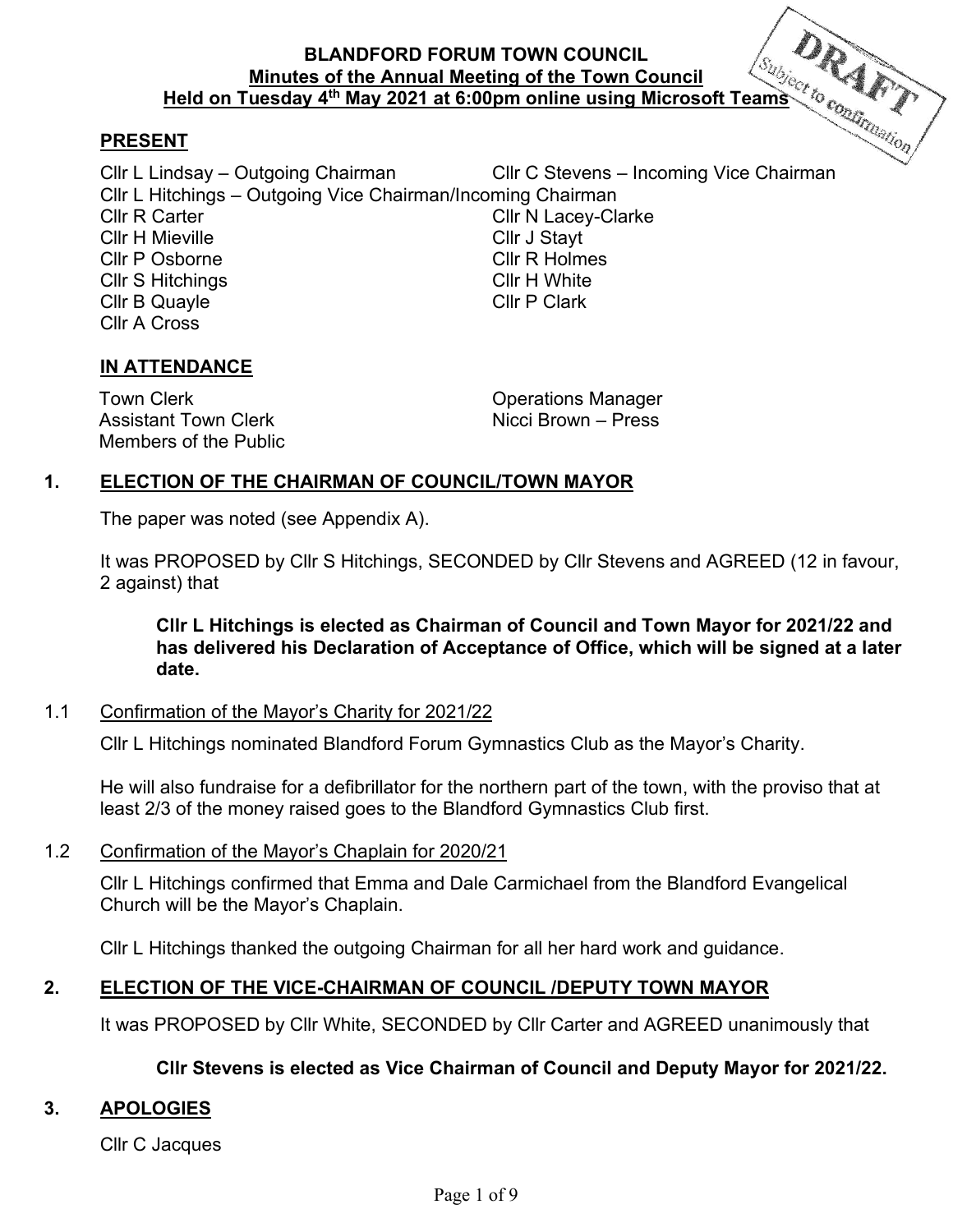**BLANDFORD FORUM TOWN COUNCIL**
**Minutes of the Annual Meeting of the Town Council**
**Held on Tuesday 4th May 2021 at 6:00pm online using Microsoft Teams**

DRAFT
Subject to confirmation

## PRESENT

Cllr L Lindsay – Outgoing Chairman
Cllr C Stevens – Incoming Vice Chairman
Cllr L Hitchings – Outgoing Vice Chairman/Incoming Chairman
Cllr R Carter
Cllr N Lacey-Clarke
Cllr H Mieville
Cllr J Stayt
Cllr P Osborne
Cllr R Holmes
Cllr S Hitchings
Cllr H White
Cllr B Quayle
Cllr P Clark
Cllr A Cross

## IN ATTENDANCE

Town Clerk
Operations Manager
Assistant Town Clerk
Nicci Brown – Press
Members of the Public

## 1. ELECTION OF THE CHAIRMAN OF COUNCIL/TOWN MAYOR

The paper was noted (see Appendix A).

It was PROPOSED by Cllr S Hitchings, SECONDED by Cllr Stevens and AGREED (12 in favour, 2 against) that

> **Cllr L Hitchings is elected as Chairman of Council and Town Mayor for 2021/22 and has delivered his Declaration of Acceptance of Office, which will be signed at a later date.**

### 1.1 Confirmation of the Mayor's Charity for 2021/22

Cllr L Hitchings nominated Blandford Forum Gymnastics Club as the Mayor's Charity.

He will also fundraise for a defibrillator for the northern part of the town, with the proviso that at least 2/3 of the money raised goes to the Blandford Gymnastics Club first.

### 1.2 Confirmation of the Mayor's Chaplain for 2020/21

Cllr L Hitchings confirmed that Emma and Dale Carmichael from the Blandford Evangelical Church will be the Mayor's Chaplain.

Cllr L Hitchings thanked the outgoing Chairman for all her hard work and guidance.

## 2. ELECTION OF THE VICE-CHAIRMAN OF COUNCIL /DEPUTY TOWN MAYOR

It was PROPOSED by Cllr White, SECONDED by Cllr Carter and AGREED unanimously that

> **Cllr Stevens is elected as Vice Chairman of Council and Deputy Mayor for 2021/22.**

## 3. APOLOGIES

Cllr C Jacques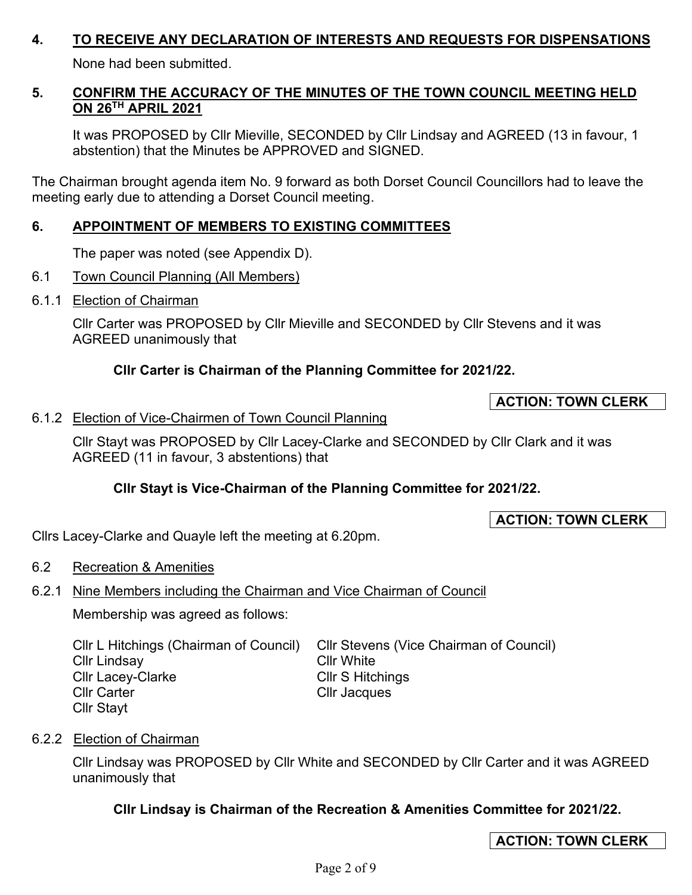## 4. TO RECEIVE ANY DECLARATION OF INTERESTS AND REQUESTS FOR DISPENSATIONS

None had been submitted.

## 5. CONFIRM THE ACCURACY OF THE MINUTES OF THE TOWN COUNCIL MEETING HELD ON 26TH APRIL 2021

It was PROPOSED by Cllr Mieville, SECONDED by Cllr Lindsay and AGREED (13 in favour, 1 abstention) that the Minutes be APPROVED and SIGNED.

The Chairman brought agenda item No. 9 forward as both Dorset Council Councillors had to leave the meeting early due to attending a Dorset Council meeting.

## 6. APPOINTMENT OF MEMBERS TO EXISTING COMMITTEES

The paper was noted (see Appendix D).

6.1 Town Council Planning (All Members)

6.1.1 Election of Chairman

Cllr Carter was PROPOSED by Cllr Mieville and SECONDED by Cllr Stevens and it was AGREED unanimously that

**Cllr Carter is Chairman of the Planning Committee for 2021/22.**

**ACTION: TOWN CLERK**

6.1.2 Election of Vice-Chairmen of Town Council Planning

Cllr Stayt was PROPOSED by Cllr Lacey-Clarke and SECONDED by Cllr Clark and it was AGREED (11 in favour, 3 abstentions) that

**Cllr Stayt is Vice-Chairman of the Planning Committee for 2021/22.**

**ACTION: TOWN CLERK**

Cllrs Lacey-Clarke and Quayle left the meeting at 6.20pm.

6.2 Recreation & Amenities

6.2.1 Nine Members including the Chairman and Vice Chairman of Council

Membership was agreed as follows:

- Cllr L Hitchings (Chairman of Council)
- Cllr Stevens (Vice Chairman of Council)
- Cllr Lindsay
- Cllr White
- Cllr Lacey-Clarke
- Cllr S Hitchings
- Cllr Carter
- Cllr Jacques
- Cllr Stayt

6.2.2 Election of Chairman

Cllr Lindsay was PROPOSED by Cllr White and SECONDED by Cllr Carter and it was AGREED unanimously that

**Cllr Lindsay is Chairman of the Recreation & Amenities Committee for 2021/22.**

**ACTION: TOWN CLERK**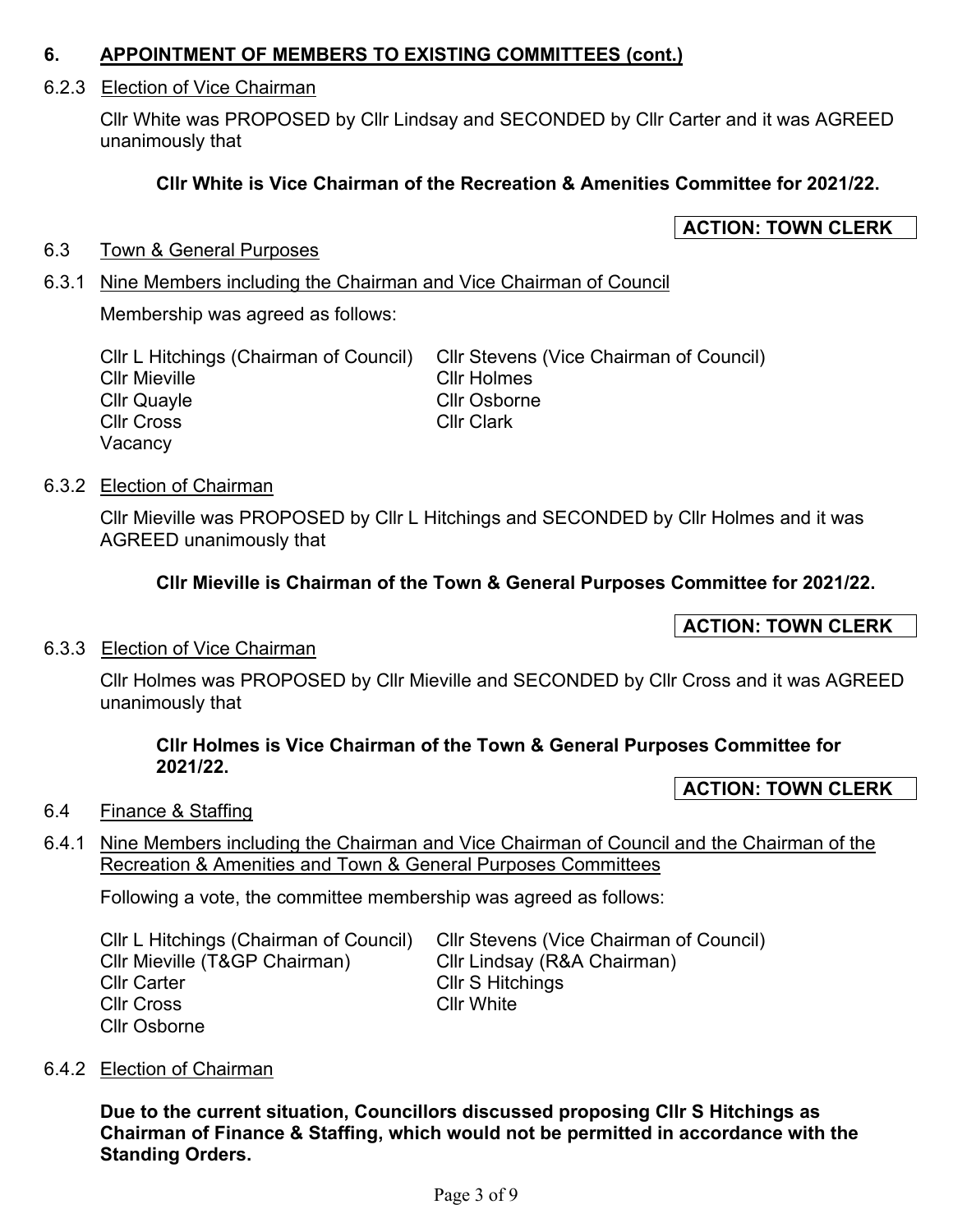## 6. APPOINTMENT OF MEMBERS TO EXISTING COMMITTEES (cont.)

6.2.3 Election of Vice Chairman

Cllr White was PROPOSED by Cllr Lindsay and SECONDED by Cllr Carter and it was AGREED unanimously that

**Cllr White is Vice Chairman of the Recreation & Amenities Committee for 2021/22.**

**ACTION: TOWN CLERK**

6.3 Town & General Purposes

6.3.1 Nine Members including the Chairman and Vice Chairman of Council

Membership was agreed as follows:

Cllr L Hitchings (Chairman of Council)
Cllr Stevens (Vice Chairman of Council)
Cllr Mieville
Cllr Holmes
Cllr Quayle
Cllr Osborne
Cllr Cross
Cllr Clark
Vacancy

6.3.2 Election of Chairman

Cllr Mieville was PROPOSED by Cllr L Hitchings and SECONDED by Cllr Holmes and it was AGREED unanimously that

**Cllr Mieville is Chairman of the Town & General Purposes Committee for 2021/22.**

**ACTION: TOWN CLERK**

6.3.3 Election of Vice Chairman

Cllr Holmes was PROPOSED by Cllr Mieville and SECONDED by Cllr Cross and it was AGREED unanimously that

**Cllr Holmes is Vice Chairman of the Town & General Purposes Committee for 2021/22.**

**ACTION: TOWN CLERK**

6.4 Finance & Staffing

6.4.1 Nine Members including the Chairman and Vice Chairman of Council and the Chairman of the Recreation & Amenities and Town & General Purposes Committees

Following a vote, the committee membership was agreed as follows:

Cllr L Hitchings (Chairman of Council)
Cllr Stevens (Vice Chairman of Council)
Cllr Mieville (T&GP Chairman)
Cllr Lindsay (R&A Chairman)
Cllr Carter
Cllr S Hitchings
Cllr Cross
Cllr White
Cllr Osborne

6.4.2 Election of Chairman

**Due to the current situation, Councillors discussed proposing Cllr S Hitchings as Chairman of Finance & Staffing, which would not be permitted in accordance with the Standing Orders.**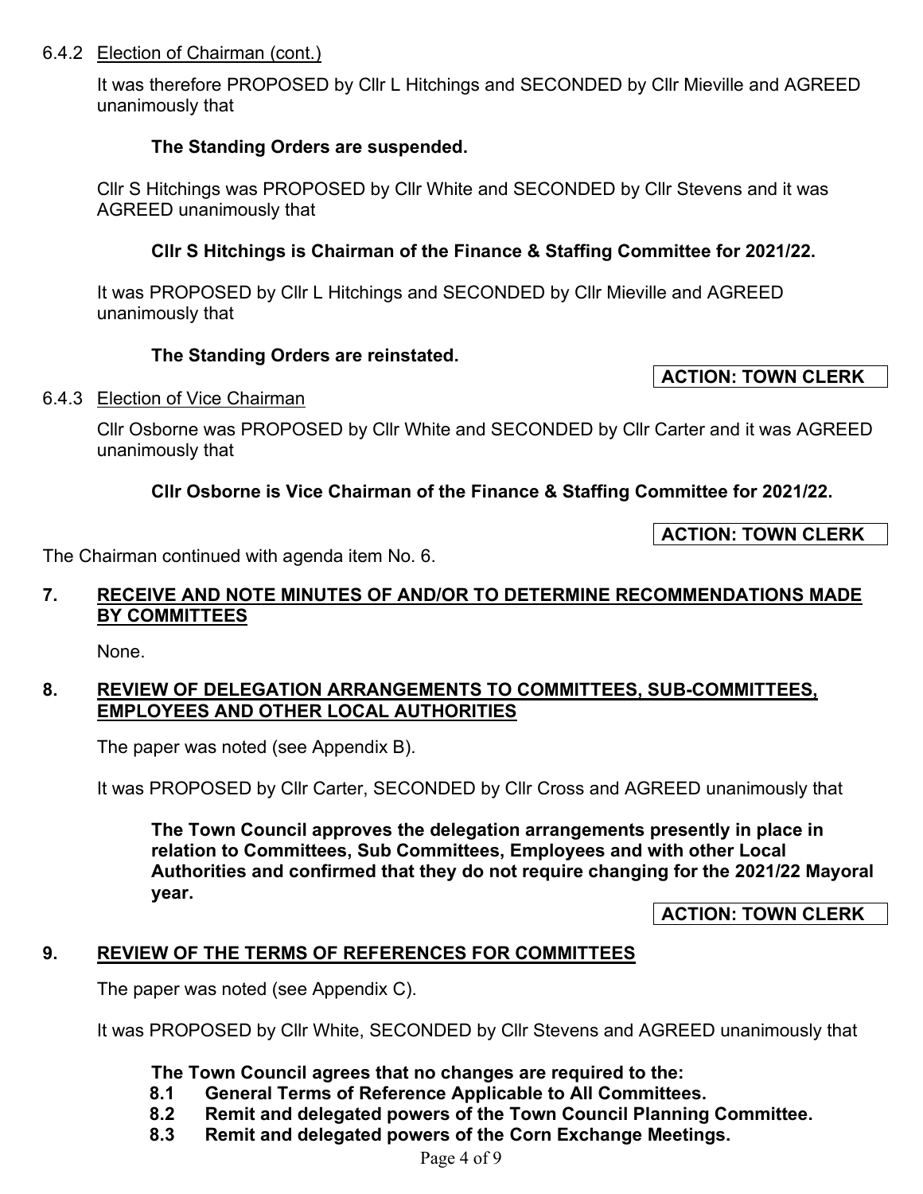6.4.2 Election of Chairman (cont.)

It was therefore PROPOSED by Cllr L Hitchings and SECONDED by Cllr Mieville and AGREED unanimously that

**The Standing Orders are suspended.**

Cllr S Hitchings was PROPOSED by Cllr White and SECONDED by Cllr Stevens and it was AGREED unanimously that

**Cllr S Hitchings is Chairman of the Finance & Staffing Committee for 2021/22.**

It was PROPOSED by Cllr L Hitchings and SECONDED by Cllr Mieville and AGREED unanimously that

**The Standing Orders are reinstated.**

**ACTION: TOWN CLERK**

6.4.3 Election of Vice Chairman

Cllr Osborne was PROPOSED by Cllr White and SECONDED by Cllr Carter and it was AGREED unanimously that

**Cllr Osborne is Vice Chairman of the Finance & Staffing Committee for 2021/22.**

**ACTION: TOWN CLERK**

The Chairman continued with agenda item No. 6.

## 7. RECEIVE AND NOTE MINUTES OF AND/OR TO DETERMINE RECOMMENDATIONS MADE BY COMMITTEES

None.

## 8. REVIEW OF DELEGATION ARRANGEMENTS TO COMMITTEES, SUB-COMMITTEES, EMPLOYEES AND OTHER LOCAL AUTHORITIES

The paper was noted (see Appendix B).

It was PROPOSED by Cllr Carter, SECONDED by Cllr Cross and AGREED unanimously that

**The Town Council approves the delegation arrangements presently in place in relation to Committees, Sub Committees, Employees and with other Local Authorities and confirmed that they do not require changing for the 2021/22 Mayoral year.**

**ACTION: TOWN CLERK**

## 9. REVIEW OF THE TERMS OF REFERENCES FOR COMMITTEES

The paper was noted (see Appendix C).

It was PROPOSED by Cllr White, SECONDED by Cllr Stevens and AGREED unanimously that

**The Town Council agrees that no changes are required to the:**

**8.1 General Terms of Reference Applicable to All Committees.**
**8.2 Remit and delegated powers of the Town Council Planning Committee.**
**8.3 Remit and delegated powers of the Corn Exchange Meetings.**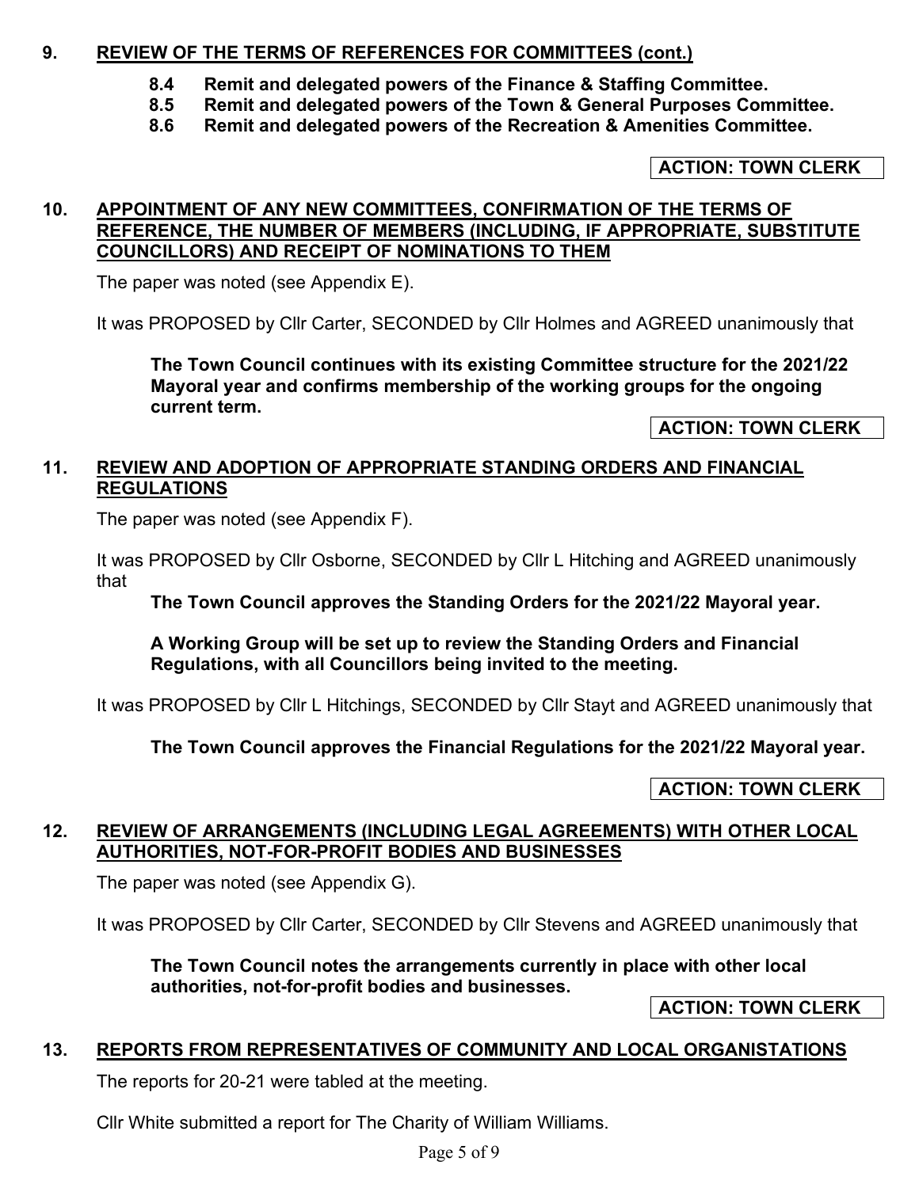## 9. REVIEW OF THE TERMS OF REFERENCES FOR COMMITTEES (cont.)

- **8.4 Remit and delegated powers of the Finance & Staffing Committee.**
- **8.5 Remit and delegated powers of the Town & General Purposes Committee.**
- **8.6 Remit and delegated powers of the Recreation & Amenities Committee.**

**ACTION: TOWN CLERK**

## 10. APPOINTMENT OF ANY NEW COMMITTEES, CONFIRMATION OF THE TERMS OF REFERENCE, THE NUMBER OF MEMBERS (INCLUDING, IF APPROPRIATE, SUBSTITUTE COUNCILLORS) AND RECEIPT OF NOMINATIONS TO THEM

The paper was noted (see Appendix E).

It was PROPOSED by Cllr Carter, SECONDED by Cllr Holmes and AGREED unanimously that

**The Town Council continues with its existing Committee structure for the 2021/22 Mayoral year and confirms membership of the working groups for the ongoing current term.**

**ACTION: TOWN CLERK**

## 11. REVIEW AND ADOPTION OF APPROPRIATE STANDING ORDERS AND FINANCIAL REGULATIONS

The paper was noted (see Appendix F).

It was PROPOSED by Cllr Osborne, SECONDED by Cllr L Hitching and AGREED unanimously that

**The Town Council approves the Standing Orders for the 2021/22 Mayoral year.**

**A Working Group will be set up to review the Standing Orders and Financial Regulations, with all Councillors being invited to the meeting.**

It was PROPOSED by Cllr L Hitchings, SECONDED by Cllr Stayt and AGREED unanimously that

**The Town Council approves the Financial Regulations for the 2021/22 Mayoral year.**

**ACTION: TOWN CLERK**

## 12. REVIEW OF ARRANGEMENTS (INCLUDING LEGAL AGREEMENTS) WITH OTHER LOCAL AUTHORITIES, NOT-FOR-PROFIT BODIES AND BUSINESSES

The paper was noted (see Appendix G).

It was PROPOSED by Cllr Carter, SECONDED by Cllr Stevens and AGREED unanimously that

**The Town Council notes the arrangements currently in place with other local authorities, not-for-profit bodies and businesses.**

**ACTION: TOWN CLERK**

## 13. REPORTS FROM REPRESENTATIVES OF COMMUNITY AND LOCAL ORGANISTATIONS

The reports for 20-21 were tabled at the meeting.

Cllr White submitted a report for The Charity of William Williams.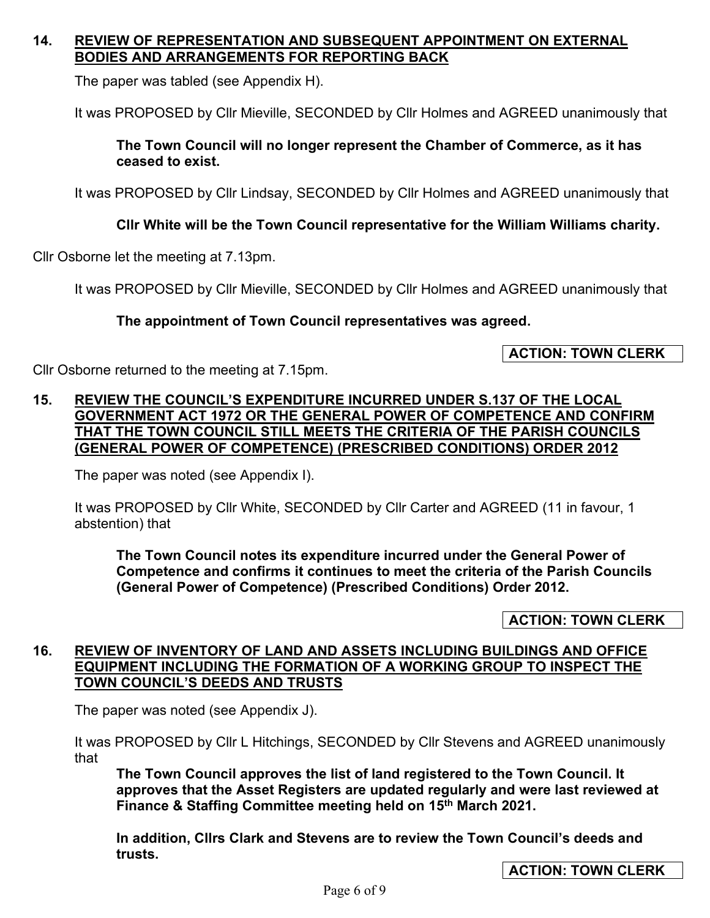## 14. REVIEW OF REPRESENTATION AND SUBSEQUENT APPOINTMENT ON EXTERNAL BODIES AND ARRANGEMENTS FOR REPORTING BACK

The paper was tabled (see Appendix H).

It was PROPOSED by Cllr Mieville, SECONDED by Cllr Holmes and AGREED unanimously that

> **The Town Council will no longer represent the Chamber of Commerce, as it has ceased to exist.**

It was PROPOSED by Cllr Lindsay, SECONDED by Cllr Holmes and AGREED unanimously that

> **Cllr White will be the Town Council representative for the William Williams charity.**

Cllr Osborne let the meeting at 7.13pm.

It was PROPOSED by Cllr Mieville, SECONDED by Cllr Holmes and AGREED unanimously that

> **The appointment of Town Council representatives was agreed.**

**ACTION: TOWN CLERK**

Cllr Osborne returned to the meeting at 7.15pm.

## 15. REVIEW THE COUNCIL'S EXPENDITURE INCURRED UNDER S.137 OF THE LOCAL GOVERNMENT ACT 1972 OR THE GENERAL POWER OF COMPETENCE AND CONFIRM THAT THE TOWN COUNCIL STILL MEETS THE CRITERIA OF THE PARISH COUNCILS (GENERAL POWER OF COMPETENCE) (PRESCRIBED CONDITIONS) ORDER 2012

The paper was noted (see Appendix I).

It was PROPOSED by Cllr White, SECONDED by Cllr Carter and AGREED (11 in favour, 1 abstention) that

> **The Town Council notes its expenditure incurred under the General Power of Competence and confirms it continues to meet the criteria of the Parish Councils (General Power of Competence) (Prescribed Conditions) Order 2012.**

**ACTION: TOWN CLERK**

## 16. REVIEW OF INVENTORY OF LAND AND ASSETS INCLUDING BUILDINGS AND OFFICE EQUIPMENT INCLUDING THE FORMATION OF A WORKING GROUP TO INSPECT THE TOWN COUNCIL'S DEEDS AND TRUSTS

The paper was noted (see Appendix J).

It was PROPOSED by Cllr L Hitchings, SECONDED by Cllr Stevens and AGREED unanimously that

> **The Town Council approves the list of land registered to the Town Council. It approves that the Asset Registers are updated regularly and were last reviewed at Finance & Staffing Committee meeting held on 15th March 2021.**
>
> **In addition, Cllrs Clark and Stevens are to review the Town Council's deeds and trusts.**

**ACTION: TOWN CLERK**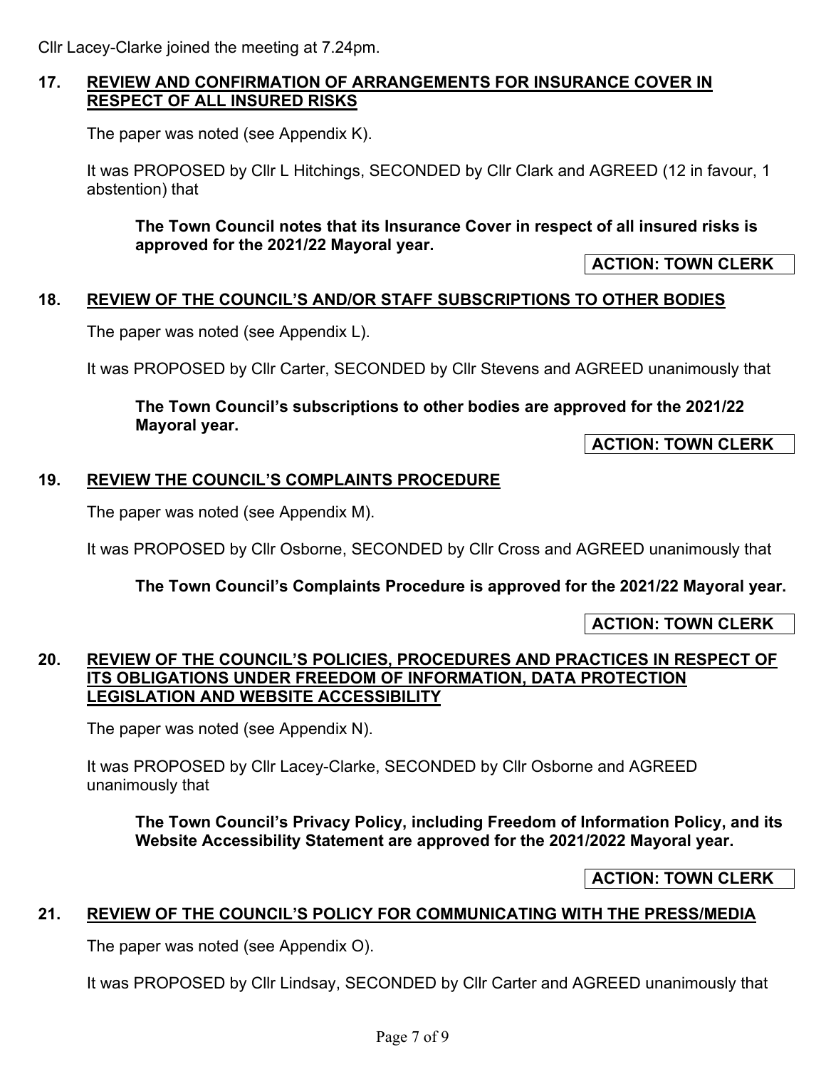Cllr Lacey-Clarke joined the meeting at 7.24pm.

## 17. REVIEW AND CONFIRMATION OF ARRANGEMENTS FOR INSURANCE COVER IN RESPECT OF ALL INSURED RISKS

The paper was noted (see Appendix K).

It was PROPOSED by Cllr L Hitchings, SECONDED by Cllr Clark and AGREED (12 in favour, 1 abstention) that

> **The Town Council notes that its Insurance Cover in respect of all insured risks is approved for the 2021/22 Mayoral year.**

**ACTION: TOWN CLERK**

## 18. REVIEW OF THE COUNCIL'S AND/OR STAFF SUBSCRIPTIONS TO OTHER BODIES

The paper was noted (see Appendix L).

It was PROPOSED by Cllr Carter, SECONDED by Cllr Stevens and AGREED unanimously that

> **The Town Council's subscriptions to other bodies are approved for the 2021/22 Mayoral year.**

**ACTION: TOWN CLERK**

## 19. REVIEW THE COUNCIL'S COMPLAINTS PROCEDURE

The paper was noted (see Appendix M).

It was PROPOSED by Cllr Osborne, SECONDED by Cllr Cross and AGREED unanimously that

> **The Town Council's Complaints Procedure is approved for the 2021/22 Mayoral year.**

**ACTION: TOWN CLERK**

## 20. REVIEW OF THE COUNCIL'S POLICIES, PROCEDURES AND PRACTICES IN RESPECT OF ITS OBLIGATIONS UNDER FREEDOM OF INFORMATION, DATA PROTECTION LEGISLATION AND WEBSITE ACCESSIBILITY

The paper was noted (see Appendix N).

It was PROPOSED by Cllr Lacey-Clarke, SECONDED by Cllr Osborne and AGREED unanimously that

> **The Town Council's Privacy Policy, including Freedom of Information Policy, and its Website Accessibility Statement are approved for the 2021/2022 Mayoral year.**

**ACTION: TOWN CLERK**

## 21. REVIEW OF THE COUNCIL'S POLICY FOR COMMUNICATING WITH THE PRESS/MEDIA

The paper was noted (see Appendix O).

It was PROPOSED by Cllr Lindsay, SECONDED by Cllr Carter and AGREED unanimously that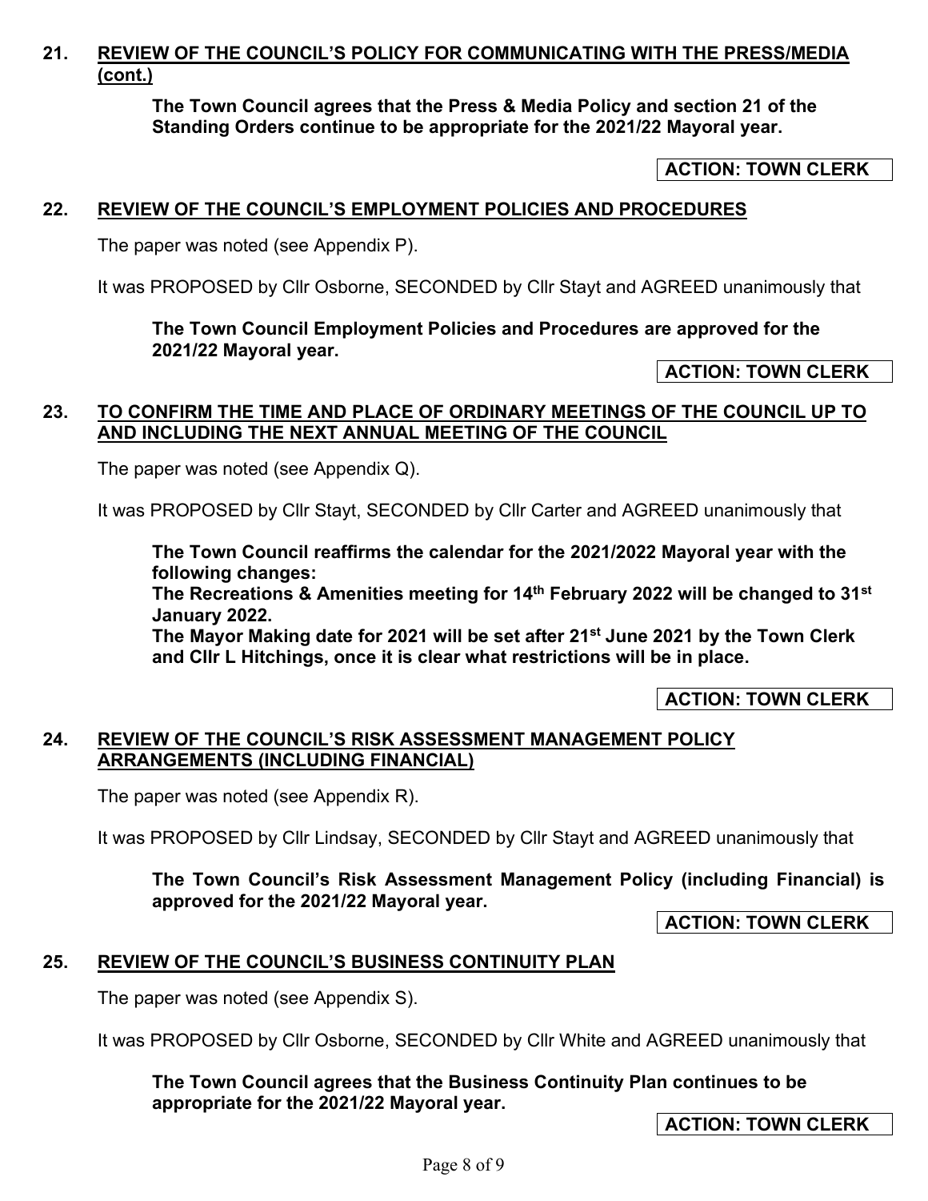## 21. REVIEW OF THE COUNCIL'S POLICY FOR COMMUNICATING WITH THE PRESS/MEDIA (cont.)

**The Town Council agrees that the Press & Media Policy and section 21 of the Standing Orders continue to be appropriate for the 2021/22 Mayoral year.**

**ACTION: TOWN CLERK**

## 22. REVIEW OF THE COUNCIL'S EMPLOYMENT POLICIES AND PROCEDURES

The paper was noted (see Appendix P).

It was PROPOSED by Cllr Osborne, SECONDED by Cllr Stayt and AGREED unanimously that

**The Town Council Employment Policies and Procedures are approved for the 2021/22 Mayoral year.**

**ACTION: TOWN CLERK**

## 23. TO CONFIRM THE TIME AND PLACE OF ORDINARY MEETINGS OF THE COUNCIL UP TO AND INCLUDING THE NEXT ANNUAL MEETING OF THE COUNCIL

The paper was noted (see Appendix Q).

It was PROPOSED by Cllr Stayt, SECONDED by Cllr Carter and AGREED unanimously that

**The Town Council reaffirms the calendar for the 2021/2022 Mayoral year with the following changes:**
**The Recreations & Amenities meeting for 14th February 2022 will be changed to 31st January 2022.**
**The Mayor Making date for 2021 will be set after 21st June 2021 by the Town Clerk and Cllr L Hitchings, once it is clear what restrictions will be in place.**

**ACTION: TOWN CLERK**

## 24. REVIEW OF THE COUNCIL'S RISK ASSESSMENT MANAGEMENT POLICY ARRANGEMENTS (INCLUDING FINANCIAL)

The paper was noted (see Appendix R).

It was PROPOSED by Cllr Lindsay, SECONDED by Cllr Stayt and AGREED unanimously that

**The Town Council's Risk Assessment Management Policy (including Financial) is approved for the 2021/22 Mayoral year.**

**ACTION: TOWN CLERK**

## 25. REVIEW OF THE COUNCIL'S BUSINESS CONTINUITY PLAN

The paper was noted (see Appendix S).

It was PROPOSED by Cllr Osborne, SECONDED by Cllr White and AGREED unanimously that

**The Town Council agrees that the Business Continuity Plan continues to be appropriate for the 2021/22 Mayoral year.**

**ACTION: TOWN CLERK**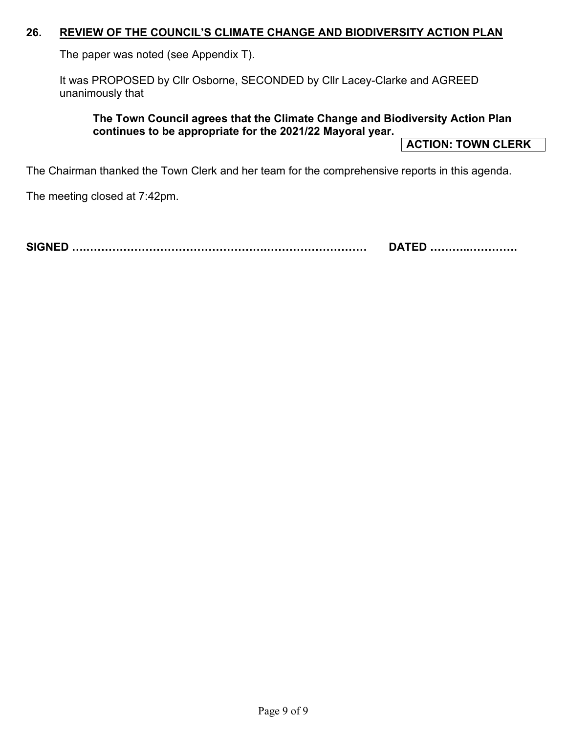## 26. REVIEW OF THE COUNCIL'S CLIMATE CHANGE AND BIODIVERSITY ACTION PLAN

The paper was noted (see Appendix T).

It was PROPOSED by Cllr Osborne, SECONDED by Cllr Lacey-Clarke and AGREED unanimously that

> **The Town Council agrees that the Climate Change and Biodiversity Action Plan continues to be appropriate for the 2021/22 Mayoral year.**

**ACTION: TOWN CLERK**

The Chairman thanked the Town Clerk and her team for the comprehensive reports in this agenda.

The meeting closed at 7:42pm.

**SIGNED ………………………………………………………………………  DATED ……………………**